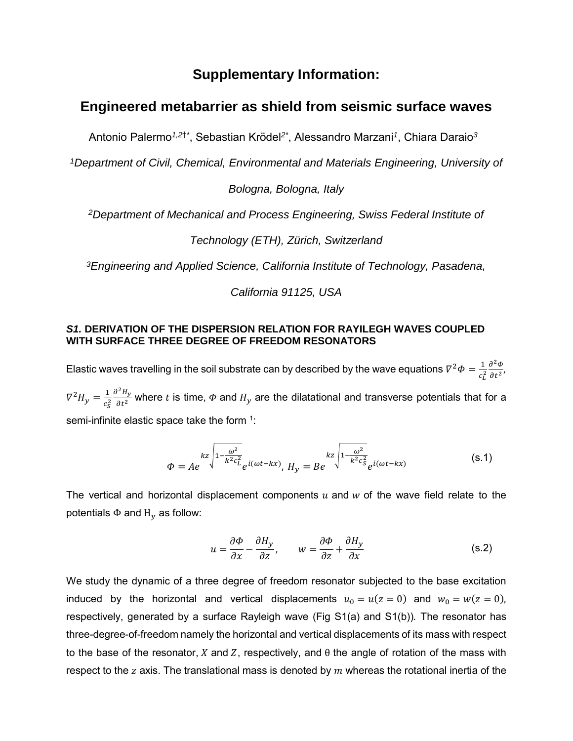# Supplementary Information:

# Engineered metabarrier as shield from seismic surface waves

Antonio Palermo[1,2†*], Sebastian Krödel[2*], Alessandro Marzani[1], Chiara Daraio[3]

[1]*Department of Civil, Chemical, Environmental and Materials Engineering, University of Bologna, Bologna, Italy*

[2]*Department of Mechanical and Process Engineering, Swiss Federal Institute of Technology (ETH), Zürich, Switzerland*

[3]*Engineering and Applied Science, California Institute of Technology, Pasadena, California 91125, USA*

### *S1.* DERIVATION OF THE DISPERSION RELATION FOR RAYILEGH WAVES COUPLED WITH SURFACE THREE DEGREE OF FREEDOM RESONATORS

Elastic waves travelling in the soil substrate can by described by the wave equations $\nabla^2 \Phi = \frac{1}{c_L^2}\frac{\partial^2 \Phi}{\partial t^2}$, $\nabla^2 H_y = \frac{1}{c_S^2}\frac{\partial^2 H_y}{\partial t^2}$ where $t$ is time, $\Phi$ and $H_y$ are the dilatational and transverse potentials that for a semi-infinite elastic space take the form [1]:

$$\Phi = Ae^{kz\sqrt{1-\frac{\omega^2}{k^2 c_L^2}}}e^{i(\omega t - kx)},\ H_y = Be^{kz\sqrt{1-\frac{\omega^2}{k^2 c_S^2}}}e^{i(\omega t - kx)} \tag{s.1}$$

The vertical and horizontal displacement components $u$ and $w$ of the wave field relate to the potentials $\Phi$ and $\mathrm{H_y}$ as follow:

$$u = \frac{\partial \Phi}{\partial x} - \frac{\partial H_y}{\partial z}, \qquad w = \frac{\partial \Phi}{\partial z} + \frac{\partial H_y}{\partial x} \tag{s.2}$$

We study the dynamic of a three degree of freedom resonator subjected to the base excitation induced by the horizontal and vertical displacements $u_0 = u(z=0)$ and $w_0 = w(z=0)$, respectively, generated by a surface Rayleigh wave (Fig S1(a) and S1(b)). The resonator has three-degree-of-freedom namely the horizontal and vertical displacements of its mass with respect to the base of the resonator, $X$ and $Z$, respectively, and $\theta$ the angle of rotation of the mass with respect to the $z$ axis. The translational mass is denoted by $m$ whereas the rotational inertia of the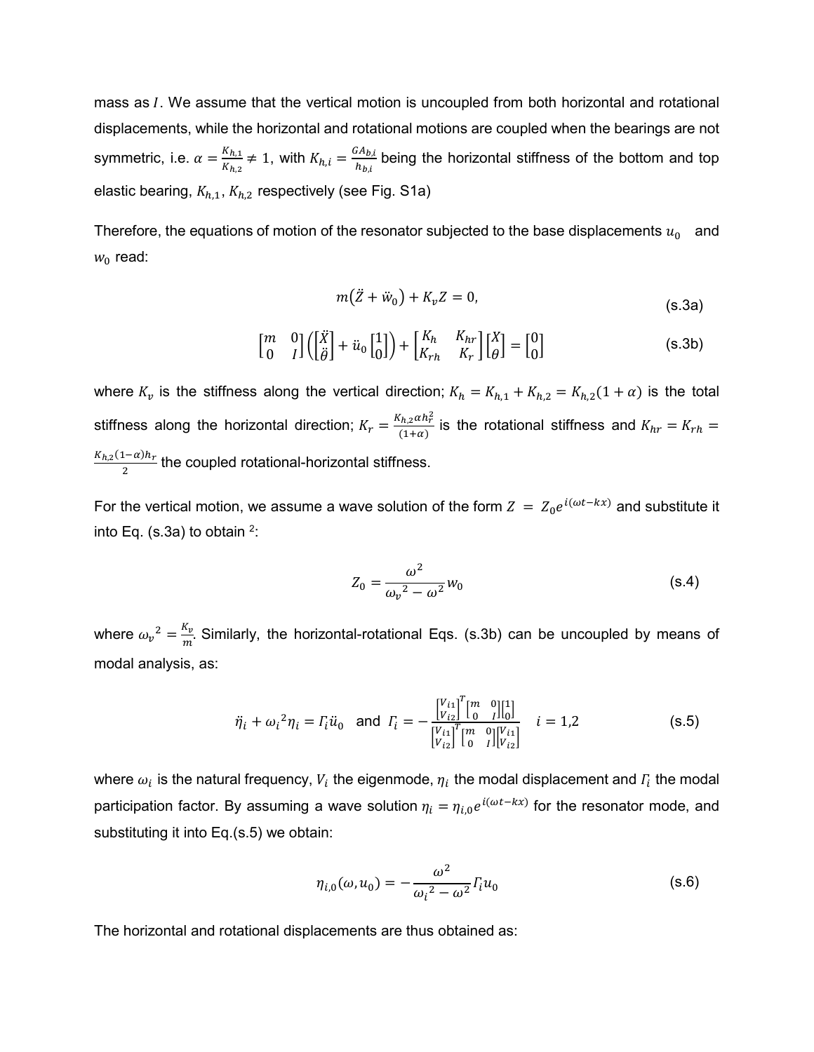mass as $I$. We assume that the vertical motion is uncoupled from both horizontal and rotational displacements, while the horizontal and rotational motions are coupled when the bearings are not symmetric, i.e. $\alpha = \frac{K_{h,1}}{K_{h,2}} \neq 1$, with $K_{h,i} = \frac{GA_{b,i}}{h_{b,i}}$ being the horizontal stiffness of the bottom and top elastic bearing, $K_{h,1}$, $K_{h,2}$ respectively (see Fig. S1a)

Therefore, the equations of motion of the resonator subjected to the base displacements $u_0$ and $w_0$ read:

$$m(\ddot{Z} + \ddot{w}_0) + K_v Z = 0, \tag{s.3a}$$

$$\begin{bmatrix} m & 0 \\ 0 & I \end{bmatrix} \left( \begin{bmatrix} \ddot{X} \\ \ddot{\theta} \end{bmatrix} + \ddot{u}_0 \begin{bmatrix} 1 \\ 0 \end{bmatrix} \right) + \begin{bmatrix} K_h & K_{hr} \\ K_{rh} & K_r \end{bmatrix} \begin{bmatrix} X \\ \theta \end{bmatrix} = \begin{bmatrix} 0 \\ 0 \end{bmatrix} \tag{s.3b}$$

where $K_v$ is the stiffness along the vertical direction; $K_h = K_{h,1} + K_{h,2} = K_{h,2}(1+\alpha)$ is the total stiffness along the horizontal direction; $K_r = \frac{K_{h,2}\alpha h_r^2}{(1+\alpha)}$ is the rotational stiffness and $K_{hr} = K_{rh} = \frac{K_{h,2}(1-\alpha)h_r}{2}$ the coupled rotational-horizontal stiffness.

For the vertical motion, we assume a wave solution of the form $Z = Z_0 e^{i(\omega t - kx)}$ and substitute it into Eq. (s.3a) to obtain [2]:

$$Z_0 = \frac{\omega^2}{\omega_v{}^2 - \omega^2} w_0 \tag{s.4}$$

where $\omega_v{}^2 = \frac{K_v}{m}$. Similarly, the horizontal-rotational Eqs. (s.3b) can be uncoupled by means of modal analysis, as:

$$\ddot{\eta}_i + \omega_i{}^2 \eta_i = \Gamma_i \ddot{u}_0 \quad \text{and} \quad \Gamma_i = -\frac{\begin{bmatrix} V_{i1} \\ V_{i2} \end{bmatrix}^T \begin{bmatrix} m & 0 \\ 0 & I \end{bmatrix} \begin{bmatrix} 1 \\ 0 \end{bmatrix}}{\begin{bmatrix} V_{i1} \\ V_{i2} \end{bmatrix}^T \begin{bmatrix} m & 0 \\ 0 & I \end{bmatrix} \begin{bmatrix} V_{i1} \\ V_{i2} \end{bmatrix}} \quad i = 1,2 \tag{s.5}$$

where $\omega_i$ is the natural frequency, $V_i$ the eigenmode, $\eta_i$ the modal displacement and $\Gamma_i$ the modal participation factor. By assuming a wave solution $\eta_i = \eta_{i,0} e^{i(\omega t - kx)}$ for the resonator mode, and substituting it into Eq.(s.5) we obtain:

$$\eta_{i,0}(\omega, u_0) = -\frac{\omega^2}{\omega_i{}^2 - \omega^2} \Gamma_i u_0 \tag{s.6}$$

The horizontal and rotational displacements are thus obtained as: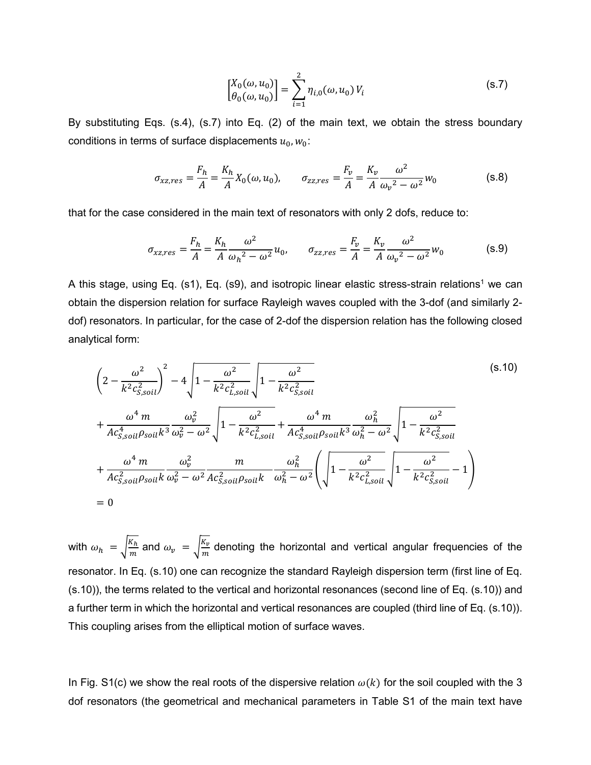$$\begin{bmatrix} X_0(\omega, u_0) \\ \theta_0(\omega, u_0) \end{bmatrix} = \sum_{i=1}^{2} \eta_{i,0}(\omega, u_0)\, V_i \tag{s.7}$$

By substituting Eqs. (s.4), (s.7) into Eq. (2) of the main text, we obtain the stress boundary conditions in terms of surface displacements $u_0, w_0$:

$$\sigma_{xz,res} = \frac{F_h}{A} = \frac{K_h}{A} X_0(\omega, u_0), \qquad \sigma_{zz,res} = \frac{F_v}{A} = \frac{K_v}{A} \frac{\omega^2}{{\omega_v}^2 - \omega^2} w_0 \tag{s.8}$$

that for the case considered in the main text of resonators with only 2 dofs, reduce to:

$$\sigma_{xz,res} = \frac{F_h}{A} = \frac{K_h}{A} \frac{\omega^2}{{\omega_h}^2 - \omega^2} u_0, \qquad \sigma_{zz,res} = \frac{F_v}{A} = \frac{K_v}{A} \frac{\omega^2}{{\omega_v}^2 - \omega^2} w_0 \tag{s.9}$$

A this stage, using Eq. (s1), Eq. (s9), and isotropic linear elastic stress-strain relations[1] we can obtain the dispersion relation for surface Rayleigh waves coupled with the 3-dof (and similarly 2-dof) resonators. In particular, for the case of 2-dof the dispersion relation has the following closed analytical form:

$$\begin{aligned}
&\left(2 - \frac{\omega^2}{k^2 c_{S,soil}^2}\right)^2 - 4\sqrt{1 - \frac{\omega^2}{k^2 c_{L,soil}^2}}\sqrt{1 - \frac{\omega^2}{k^2 c_{S,soil}^2}} \\
&+ \frac{\omega^4\, m}{A c_{S,soil}^4 \rho_{soil} k^3} \frac{\omega_v^2}{\omega_v^2 - \omega^2}\sqrt{1 - \frac{\omega^2}{k^2 c_{L,soil}^2}} + \frac{\omega^4\, m}{A c_{S,soil}^4 \rho_{soil} k^3} \frac{\omega_h^2}{\omega_h^2 - \omega^2}\sqrt{1 - \frac{\omega^2}{k^2 c_{S,soil}^2}} \\
&+ \frac{\omega^4\, m}{A c_{S,soil}^2 \rho_{soil} k} \frac{\omega_v^2}{\omega_v^2 - \omega^2} \frac{m}{A c_{S,soil}^2 \rho_{soil} k} \frac{\omega_h^2}{\omega_h^2 - \omega^2}\left(\sqrt{1 - \frac{\omega^2}{k^2 c_{L,soil}^2}}\sqrt{1 - \frac{\omega^2}{k^2 c_{S,soil}^2}} - 1\right) \\
&= 0
\end{aligned} \tag{s.10}$$

with $\omega_h = \sqrt{\frac{K_h}{m}}$ and $\omega_v = \sqrt{\frac{K_v}{m}}$ denoting the horizontal and vertical angular frequencies of the resonator. In Eq. (s.10) one can recognize the standard Rayleigh dispersion term (first line of Eq. (s.10)), the terms related to the vertical and horizontal resonances (second line of Eq. (s.10)) and a further term in which the horizontal and vertical resonances are coupled (third line of Eq. (s.10)). This coupling arises from the elliptical motion of surface waves.

In Fig. S1(c) we show the real roots of the dispersive relation $\omega(k)$ for the soil coupled with the 3 dof resonators (the geometrical and mechanical parameters in Table S1 of the main text have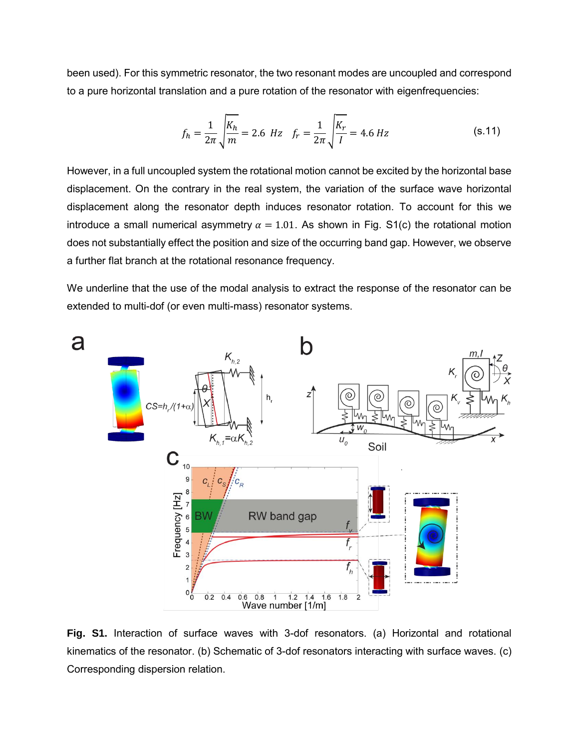been used). For this symmetric resonator, the two resonant modes are uncoupled and correspond to a pure horizontal translation and a pure rotation of the resonator with eigenfrequencies:

$$f_h = \frac{1}{2\pi}\sqrt{\frac{K_h}{m}} = 2.6\ Hz \quad f_r = \frac{1}{2\pi}\sqrt{\frac{K_r}{I}} = 4.6\ Hz \tag{s.11}$$

However, in a full uncoupled system the rotational motion cannot be excited by the horizontal base displacement. On the contrary in the real system, the variation of the surface wave horizontal displacement along the resonator depth induces resonator rotation. To account for this we introduce a small numerical asymmetry $\alpha = 1.01$. As shown in Fig. S1(c) the rotational motion does not substantially effect the position and size of the occurring band gap. However, we observe a further flat branch at the rotational resonance frequency.

We underline that the use of the modal analysis to extract the response of the resonator can be extended to multi-dof (or even multi-mass) resonator systems.

**Fig. S1.** Interaction of surface waves with 3-dof resonators. (a) Horizontal and rotational kinematics of the resonator. (b) Schematic of 3-dof resonators interacting with surface waves. (c) Corresponding dispersion relation.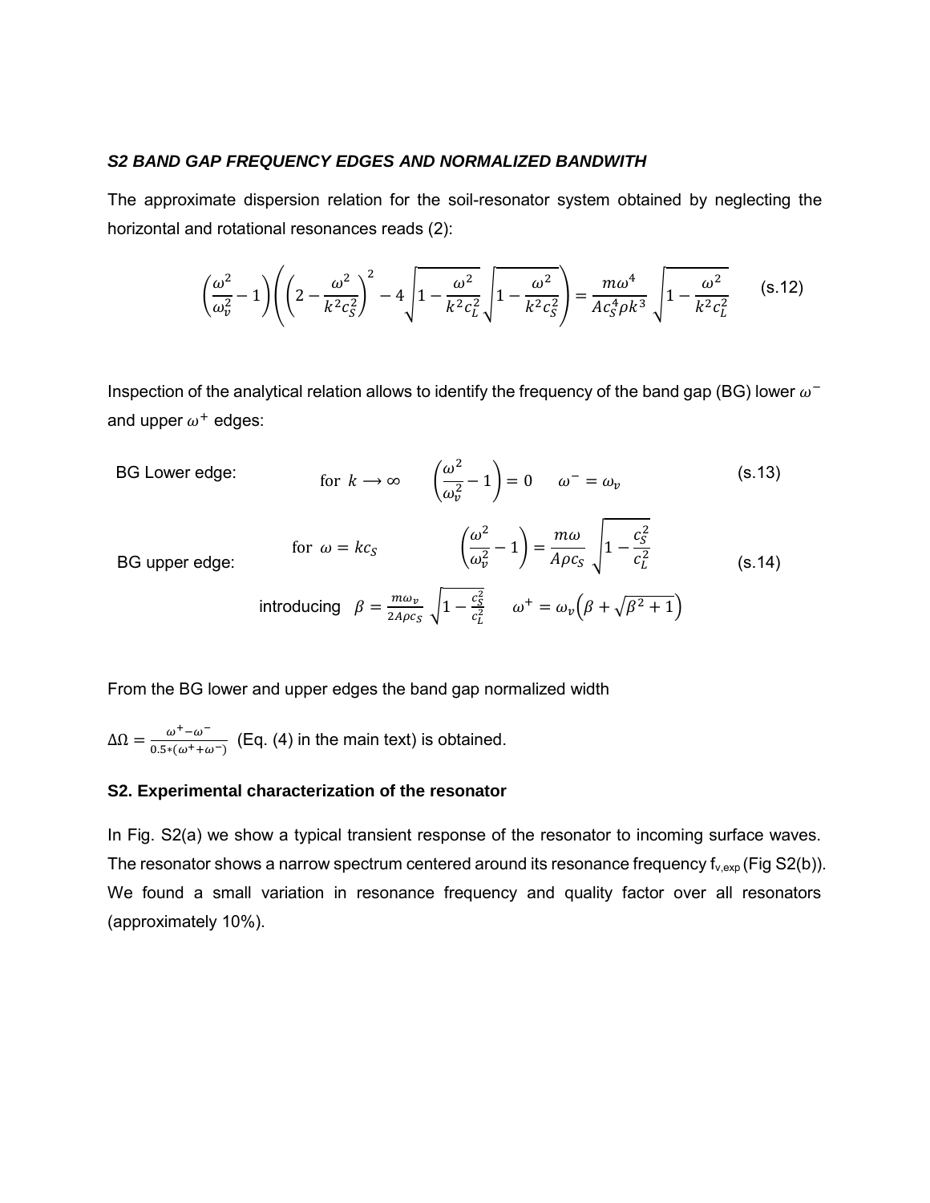### *S2 BAND GAP FREQUENCY EDGES AND NORMALIZED BANDWITH*

The approximate dispersion relation for the soil-resonator system obtained by neglecting the horizontal and rotational resonances reads (2):

$$\left(\frac{\omega^2}{\omega_v^2}-1\right)\left(\left(2-\frac{\omega^2}{k^2c_S^2}\right)^2-4\sqrt{1-\frac{\omega^2}{k^2c_L^2}}\sqrt{1-\frac{\omega^2}{k^2c_S^2}}\right)=\frac{m\omega^4}{Ac_S^4\rho k^3}\sqrt{1-\frac{\omega^2}{k^2c_L^2}} \quad \text{(s.12)}$$

Inspection of the analytical relation allows to identify the frequency of the band gap (BG) lower $\omega^-$ and upper $\omega^+$ edges:

BG Lower edge:

$$\text{for } k\longrightarrow\infty \qquad \left(\frac{\omega^2}{\omega_v^2}-1\right)=0 \qquad \omega^-=\omega_v \quad \text{(s.13)}$$

BG upper edge:

$$\text{for } \omega=kc_S \qquad \left(\frac{\omega^2}{\omega_v^2}-1\right)=\frac{m\omega}{A\rho c_S}\sqrt{1-\frac{c_S^2}{c_L^2}} \quad \text{(s.14)}$$

introducing $\beta=\frac{m\omega_v}{2A\rho c_S}\sqrt{1-\frac{c_S^2}{c_L^2}}$ $\qquad \omega^+=\omega_v\left(\beta+\sqrt{\beta^2+1}\right)$

From the BG lower and upper edges the band gap normalized width

$\Delta\Omega=\frac{\omega^+-\omega^-}{0.5*(\omega^++\omega^-)}$ (Eq. (4) in the main text) is obtained.

### **S2. Experimental characterization of the resonator**

In Fig. S2(a) we show a typical transient response of the resonator to incoming surface waves. The resonator shows a narrow spectrum centered around its resonance frequency $f_{v,exp}$ (Fig S2(b)). We found a small variation in resonance frequency and quality factor over all resonators (approximately 10%).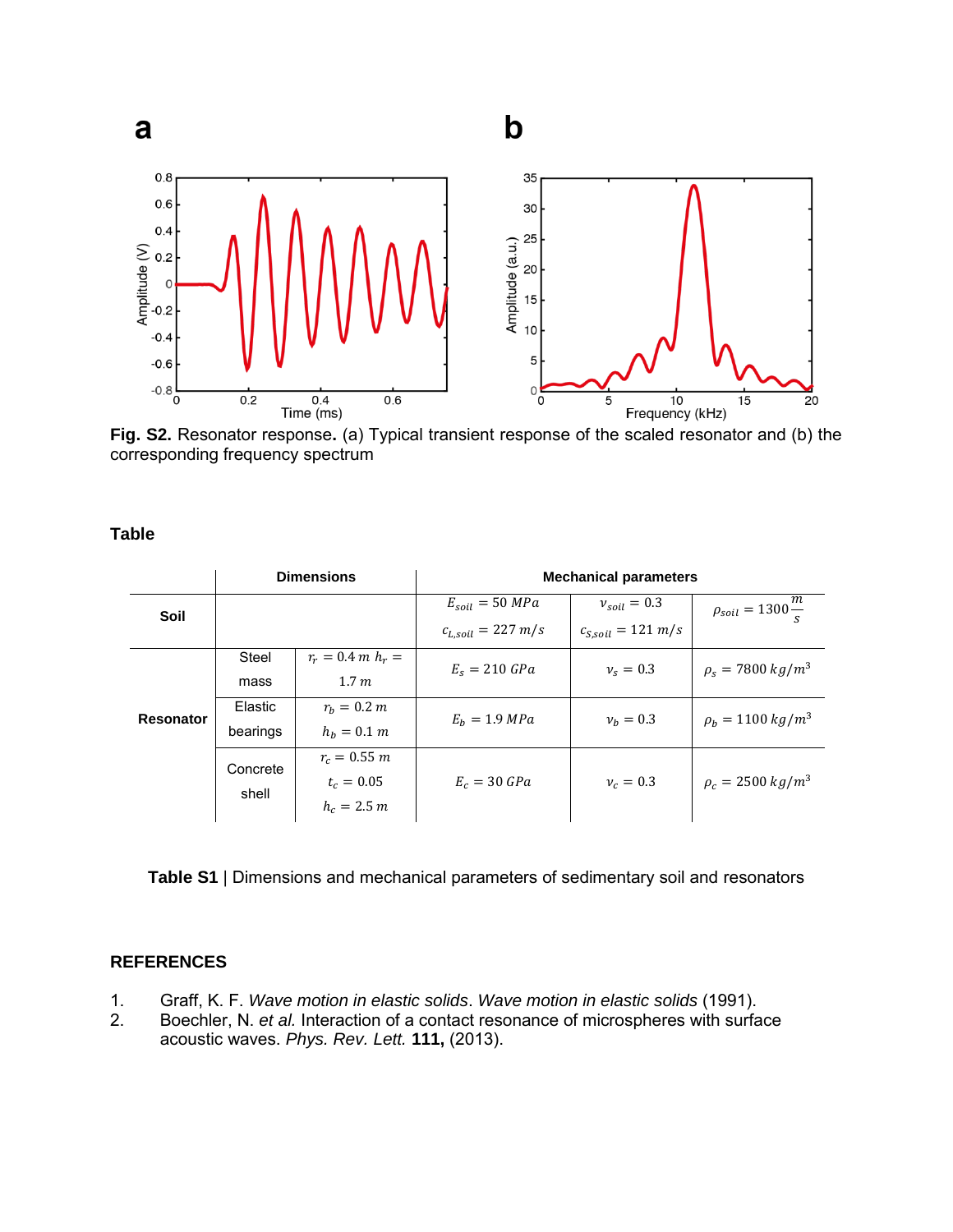**a**

0.8
0.6
0.4
0.2
0
-0.2
-0.4
-0.6
-0.8
Amplitude (V)
0
0.2
0.4
0.6
Time (ms)

**b**

35
30
25
20
15
10
5
0
Amplitude (a.u.)
0
5
10
15
20
Frequency (kHz)

**Fig. S2.** Resonator response**.** (a) Typical transient response of the scaled resonator and (b) the corresponding frequency spectrum

## Table

| | Dimensions | | Mechanical parameters | | |
|---|---|---|---|---|---|
| **Soil** | | | $E_{soil} = 50\ MPa$ $c_{L,soil} = 227\ m/s$ | $\nu_{soil} = 0.3$ $c_{S,soil} = 121\ m/s$ | $\rho_{soil} = 1300 \frac{m}{s}$ |
| **Resonator** | Steel mass | $r_r = 0.4\ m$ $h_r = 1.7\ m$ | $E_s = 210\ GPa$ | $\nu_s = 0.3$ | $\rho_s = 7800\ kg/m^3$ |
| | Elastic bearings | $r_b = 0.2\ m$ $h_b = 0.1\ m$ | $E_b = 1.9\ MPa$ | $\nu_b = 0.3$ | $\rho_b = 1100\ kg/m^3$ |
| | Concrete shell | $r_c = 0.55\ m$ $t_c = 0.05$ $h_c = 2.5\ m$ | $E_c = 30\ GPa$ | $\nu_c = 0.3$ | $\rho_c = 2500\ kg/m^3$ |

**Table S1** | Dimensions and mechanical parameters of sedimentary soil and resonators

## REFERENCES

1. Graff, K. F. *Wave motion in elastic solids*. *Wave motion in elastic solids* (1991).
2. Boechler, N. *et al.* Interaction of a contact resonance of microspheres with surface acoustic waves. *Phys. Rev. Lett.* **111,** (2013).